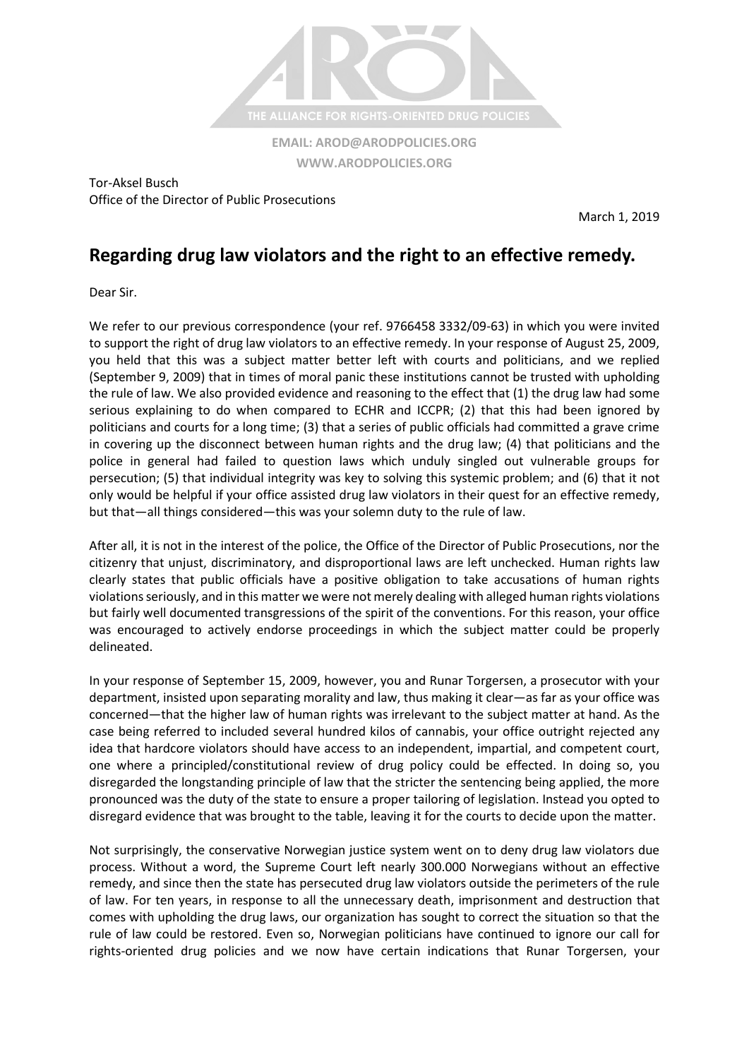THE ALLIANCE FOR RIGHTS-ORIENTED DRUG POLICIES

**EMAIL: AROD@ARODPOLICIES.ORG**
**WWW.ARODPOLICIES.ORG**

Tor-Aksel Busch
Office of the Director of Public Prosecutions

March 1, 2019

## Regarding drug law violators and the right to an effective remedy.

Dear Sir.

We refer to our previous correspondence (your ref. 9766458 3332/09-63) in which you were invited to support the right of drug law violators to an effective remedy. In your response of August 25, 2009, you held that this was a subject matter better left with courts and politicians, and we replied (September 9, 2009) that in times of moral panic these institutions cannot be trusted with upholding the rule of law. We also provided evidence and reasoning to the effect that (1) the drug law had some serious explaining to do when compared to ECHR and ICCPR; (2) that this had been ignored by politicians and courts for a long time; (3) that a series of public officials had committed a grave crime in covering up the disconnect between human rights and the drug law; (4) that politicians and the police in general had failed to question laws which unduly singled out vulnerable groups for persecution; (5) that individual integrity was key to solving this systemic problem; and (6) that it not only would be helpful if your office assisted drug law violators in their quest for an effective remedy, but that—all things considered—this was your solemn duty to the rule of law.

After all, it is not in the interest of the police, the Office of the Director of Public Prosecutions, nor the citizenry that unjust, discriminatory, and disproportional laws are left unchecked. Human rights law clearly states that public officials have a positive obligation to take accusations of human rights violations seriously, and in this matter we were not merely dealing with alleged human rights violations but fairly well documented transgressions of the spirit of the conventions. For this reason, your office was encouraged to actively endorse proceedings in which the subject matter could be properly delineated.

In your response of September 15, 2009, however, you and Runar Torgersen, a prosecutor with your department, insisted upon separating morality and law, thus making it clear—as far as your office was concerned—that the higher law of human rights was irrelevant to the subject matter at hand. As the case being referred to included several hundred kilos of cannabis, your office outright rejected any idea that hardcore violators should have access to an independent, impartial, and competent court, one where a principled/constitutional review of drug policy could be effected. In doing so, you disregarded the longstanding principle of law that the stricter the sentencing being applied, the more pronounced was the duty of the state to ensure a proper tailoring of legislation. Instead you opted to disregard evidence that was brought to the table, leaving it for the courts to decide upon the matter.

Not surprisingly, the conservative Norwegian justice system went on to deny drug law violators due process. Without a word, the Supreme Court left nearly 300.000 Norwegians without an effective remedy, and since then the state has persecuted drug law violators outside the perimeters of the rule of law. For ten years, in response to all the unnecessary death, imprisonment and destruction that comes with upholding the drug laws, our organization has sought to correct the situation so that the rule of law could be restored. Even so, Norwegian politicians have continued to ignore our call for rights-oriented drug policies and we now have certain indications that Runar Torgersen, your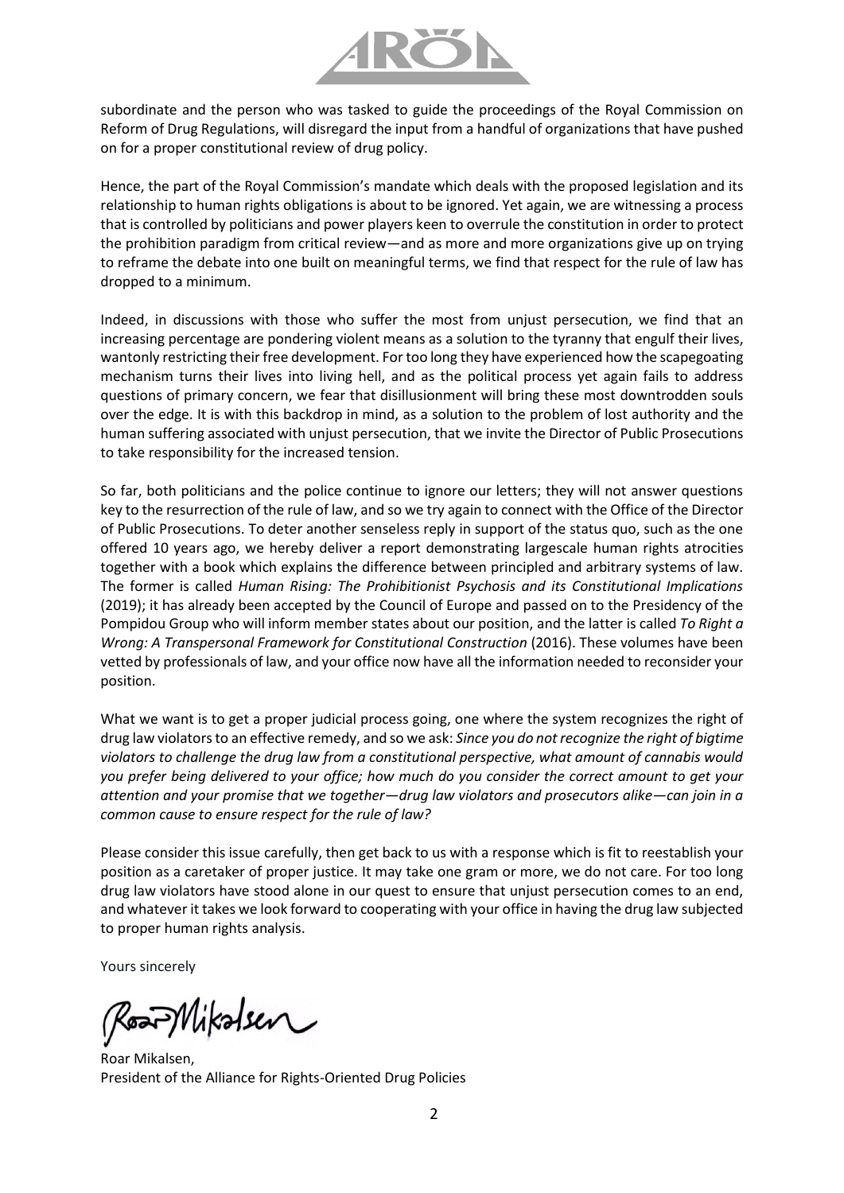subordinate and the person who was tasked to guide the proceedings of the Royal Commission on Reform of Drug Regulations, will disregard the input from a handful of organizations that have pushed on for a proper constitutional review of drug policy.

Hence, the part of the Royal Commission's mandate which deals with the proposed legislation and its relationship to human rights obligations is about to be ignored. Yet again, we are witnessing a process that is controlled by politicians and power players keen to overrule the constitution in order to protect the prohibition paradigm from critical review—and as more and more organizations give up on trying to reframe the debate into one built on meaningful terms, we find that respect for the rule of law has dropped to a minimum.

Indeed, in discussions with those who suffer the most from unjust persecution, we find that an increasing percentage are pondering violent means as a solution to the tyranny that engulf their lives, wantonly restricting their free development. For too long they have experienced how the scapegoating mechanism turns their lives into living hell, and as the political process yet again fails to address questions of primary concern, we fear that disillusionment will bring these most downtrodden souls over the edge. It is with this backdrop in mind, as a solution to the problem of lost authority and the human suffering associated with unjust persecution, that we invite the Director of Public Prosecutions to take responsibility for the increased tension.

So far, both politicians and the police continue to ignore our letters; they will not answer questions key to the resurrection of the rule of law, and so we try again to connect with the Office of the Director of Public Prosecutions. To deter another senseless reply in support of the status quo, such as the one offered 10 years ago, we hereby deliver a report demonstrating largescale human rights atrocities together with a book which explains the difference between principled and arbitrary systems of law. The former is called *Human Rising: The Prohibitionist Psychosis and its Constitutional Implications* (2019); it has already been accepted by the Council of Europe and passed on to the Presidency of the Pompidou Group who will inform member states about our position, and the latter is called *To Right a Wrong: A Transpersonal Framework for Constitutional Construction* (2016). These volumes have been vetted by professionals of law, and your office now have all the information needed to reconsider your position.

What we want is to get a proper judicial process going, one where the system recognizes the right of drug law violators to an effective remedy, and so we ask: *Since you do not recognize the right of bigtime violators to challenge the drug law from a constitutional perspective, what amount of cannabis would you prefer being delivered to your office; how much do you consider the correct amount to get your attention and your promise that we together—drug law violators and prosecutors alike—can join in a common cause to ensure respect for the rule of law?*

Please consider this issue carefully, then get back to us with a response which is fit to reestablish your position as a caretaker of proper justice. It may take one gram or more, we do not care. For too long drug law violators have stood alone in our quest to ensure that unjust persecution comes to an end, and whatever it takes we look forward to cooperating with your office in having the drug law subjected to proper human rights analysis.

Yours sincerely

Roar Mikalsen,
President of the Alliance for Rights-Oriented Drug Policies